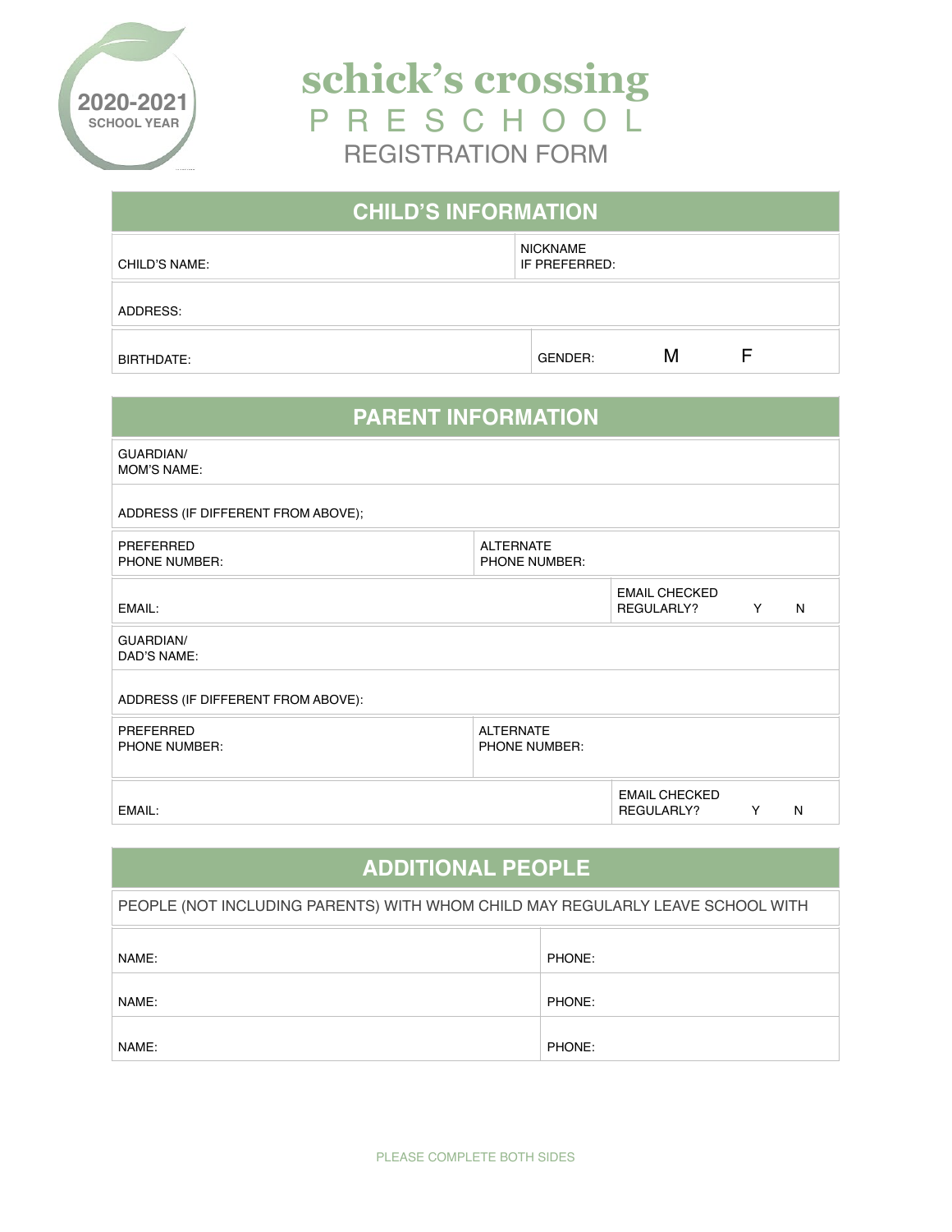2020-2021
SCHOOL YEAR

# schick's crossing PRESCHOOL

## REGISTRATION FORM

## CHILD'S INFORMATION

| CHILD'S NAME: | NICKNAME IF PREFERRED: |
|---|---|
| ADDRESS: | |
| BIRTHDATE: | GENDER: M F |

## PARENT INFORMATION

| GUARDIAN/ MOM'S NAME: | |
|---|---|
| ADDRESS (IF DIFFERENT FROM ABOVE); | |
| PREFERRED PHONE NUMBER: | ALTERNATE PHONE NUMBER: |
| EMAIL: | EMAIL CHECKED REGULARLY? Y N |
| GUARDIAN/ DAD'S NAME: | |
| ADDRESS (IF DIFFERENT FROM ABOVE): | |
| PREFERRED PHONE NUMBER: | ALTERNATE PHONE NUMBER: |
| EMAIL: | EMAIL CHECKED REGULARLY? Y N |

## ADDITIONAL PEOPLE

PEOPLE (NOT INCLUDING PARENTS) WITH WHOM CHILD MAY REGULARLY LEAVE SCHOOL WITH

| NAME: | PHONE: |
|---|---|
| NAME: | PHONE: |
| NAME: | PHONE: |

PLEASE COMPLETE BOTH SIDES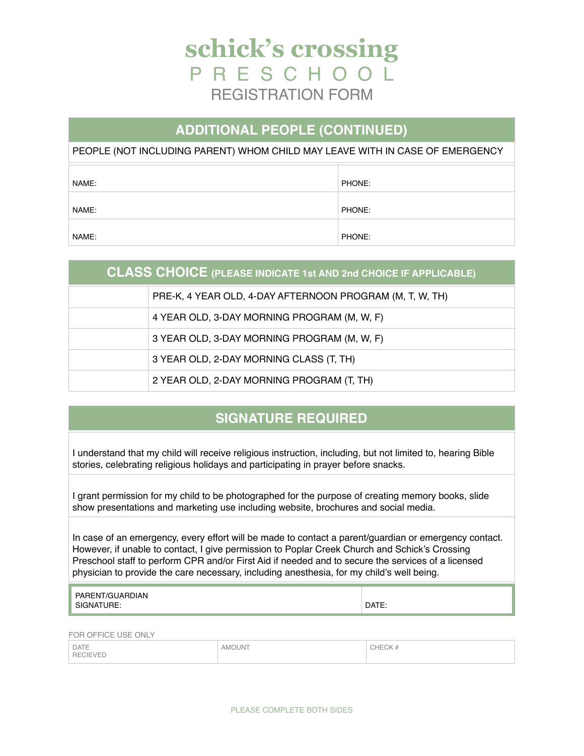# schick's crossing

## PRESCHOOL

## REGISTRATION FORM

## ADDITIONAL PEOPLE (CONTINUED)

PEOPLE (NOT INCLUDING PARENT) WHOM CHILD MAY LEAVE WITH IN CASE OF EMERGENCY

| | |
|---|---|
| NAME: | PHONE: |
| NAME: | PHONE: |
| NAME: | PHONE: |

## CLASS CHOICE (PLEASE INDICATE 1st AND 2nd CHOICE IF APPLICABLE)

| | |
|---|---|
| | PRE-K, 4 YEAR OLD, 4-DAY AFTERNOON PROGRAM (M, T, W, TH) |
| | 4 YEAR OLD, 3-DAY MORNING PROGRAM (M, W, F) |
| | 3 YEAR OLD, 3-DAY MORNING PROGRAM (M, W, F) |
| | 3 YEAR OLD, 2-DAY MORNING CLASS (T, TH) |
| | 2 YEAR OLD, 2-DAY MORNING PROGRAM (T, TH) |

## SIGNATURE REQUIRED

I understand that my child will receive religious instruction, including, but not limited to, hearing Bible stories, celebrating religious holidays and participating in prayer before snacks.

I grant permission for my child to be photographed for the purpose of creating memory books, slide show presentations and marketing use including website, brochures and social media.

In case of an emergency, every effort will be made to contact a parent/guardian or emergency contact. However, if unable to contact, I give permission to Poplar Creek Church and Schick's Crossing Preschool staff to perform CPR and/or First Aid if needed and to secure the services of a licensed physician to provide the care necessary, including anesthesia, for my child's well being.

| | |
|---|---|
| PARENT/GUARDIAN SIGNATURE: | DATE: |

FOR OFFICE USE ONLY

| | | |
|---|---|---|
| DATE RECIEVED | AMOUNT | CHECK # |

PLEASE COMPLETE BOTH SIDES